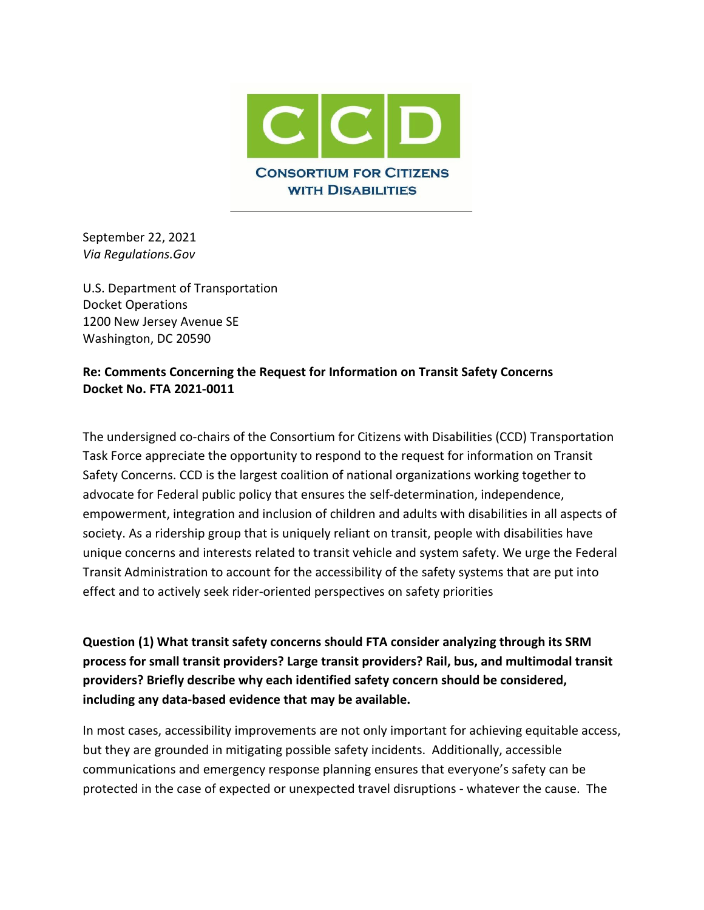CONSORTIUM FOR CITIZENS WITH DISABILITIES

September 22, 2021
*Via Regulations.Gov*

U.S. Department of Transportation
Docket Operations
1200 New Jersey Avenue SE
Washington, DC 20590

**Re: Comments Concerning the Request for Information on Transit Safety Concerns**
**Docket No. FTA 2021-0011**

The undersigned co-chairs of the Consortium for Citizens with Disabilities (CCD) Transportation Task Force appreciate the opportunity to respond to the request for information on Transit Safety Concerns. CCD is the largest coalition of national organizations working together to advocate for Federal public policy that ensures the self-determination, independence, empowerment, integration and inclusion of children and adults with disabilities in all aspects of society. As a ridership group that is uniquely reliant on transit, people with disabilities have unique concerns and interests related to transit vehicle and system safety. We urge the Federal Transit Administration to account for the accessibility of the safety systems that are put into effect and to actively seek rider-oriented perspectives on safety priorities

**Question (1) What transit safety concerns should FTA consider analyzing through its SRM process for small transit providers? Large transit providers? Rail, bus, and multimodal transit providers? Briefly describe why each identified safety concern should be considered, including any data-based evidence that may be available.**

In most cases, accessibility improvements are not only important for achieving equitable access, but they are grounded in mitigating possible safety incidents. Additionally, accessible communications and emergency response planning ensures that everyone's safety can be protected in the case of expected or unexpected travel disruptions - whatever the cause. The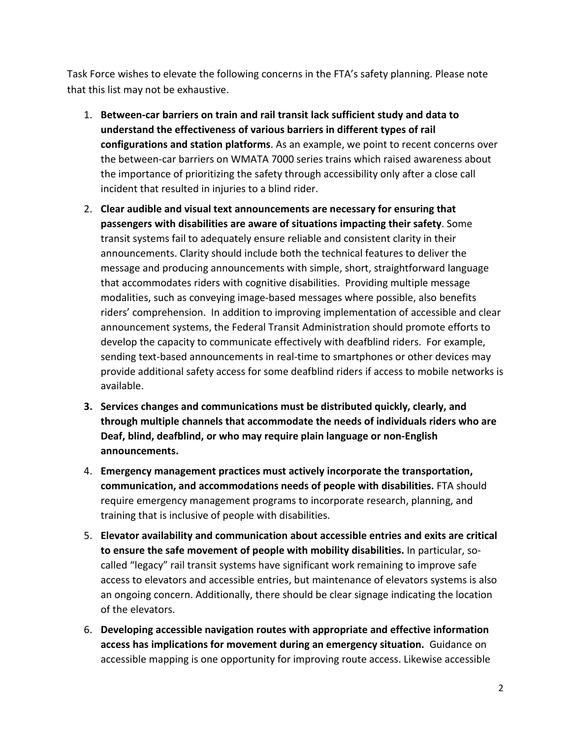Task Force wishes to elevate the following concerns in the FTA's safety planning. Please note that this list may not be exhaustive.

1. **Between-car barriers on train and rail transit lack sufficient study and data to understand the effectiveness of various barriers in different types of rail configurations and station platforms**. As an example, we point to recent concerns over the between-car barriers on WMATA 7000 series trains which raised awareness about the importance of prioritizing the safety through accessibility only after a close call incident that resulted in injuries to a blind rider.
2. **Clear audible and visual text announcements are necessary for ensuring that passengers with disabilities are aware of situations impacting their safety**. Some transit systems fail to adequately ensure reliable and consistent clarity in their announcements. Clarity should include both the technical features to deliver the message and producing announcements with simple, short, straightforward language that accommodates riders with cognitive disabilities. Providing multiple message modalities, such as conveying image-based messages where possible, also benefits riders' comprehension. In addition to improving implementation of accessible and clear announcement systems, the Federal Transit Administration should promote efforts to develop the capacity to communicate effectively with deafblind riders. For example, sending text-based announcements in real-time to smartphones or other devices may provide additional safety access for some deafblind riders if access to mobile networks is available.
3. **Services changes and communications must be distributed quickly, clearly, and through multiple channels that accommodate the needs of individuals riders who are Deaf, blind, deafblind, or who may require plain language or non-English announcements.**
4. **Emergency management practices must actively incorporate the transportation, communication, and accommodations needs of people with disabilities.** FTA should require emergency management programs to incorporate research, planning, and training that is inclusive of people with disabilities.
5. **Elevator availability and communication about accessible entries and exits are critical to ensure the safe movement of people with mobility disabilities.** In particular, so-called "legacy" rail transit systems have significant work remaining to improve safe access to elevators and accessible entries, but maintenance of elevators systems is also an ongoing concern. Additionally, there should be clear signage indicating the location of the elevators.
6. **Developing accessible navigation routes with appropriate and effective information access has implications for movement during an emergency situation.** Guidance on accessible mapping is one opportunity for improving route access. Likewise accessible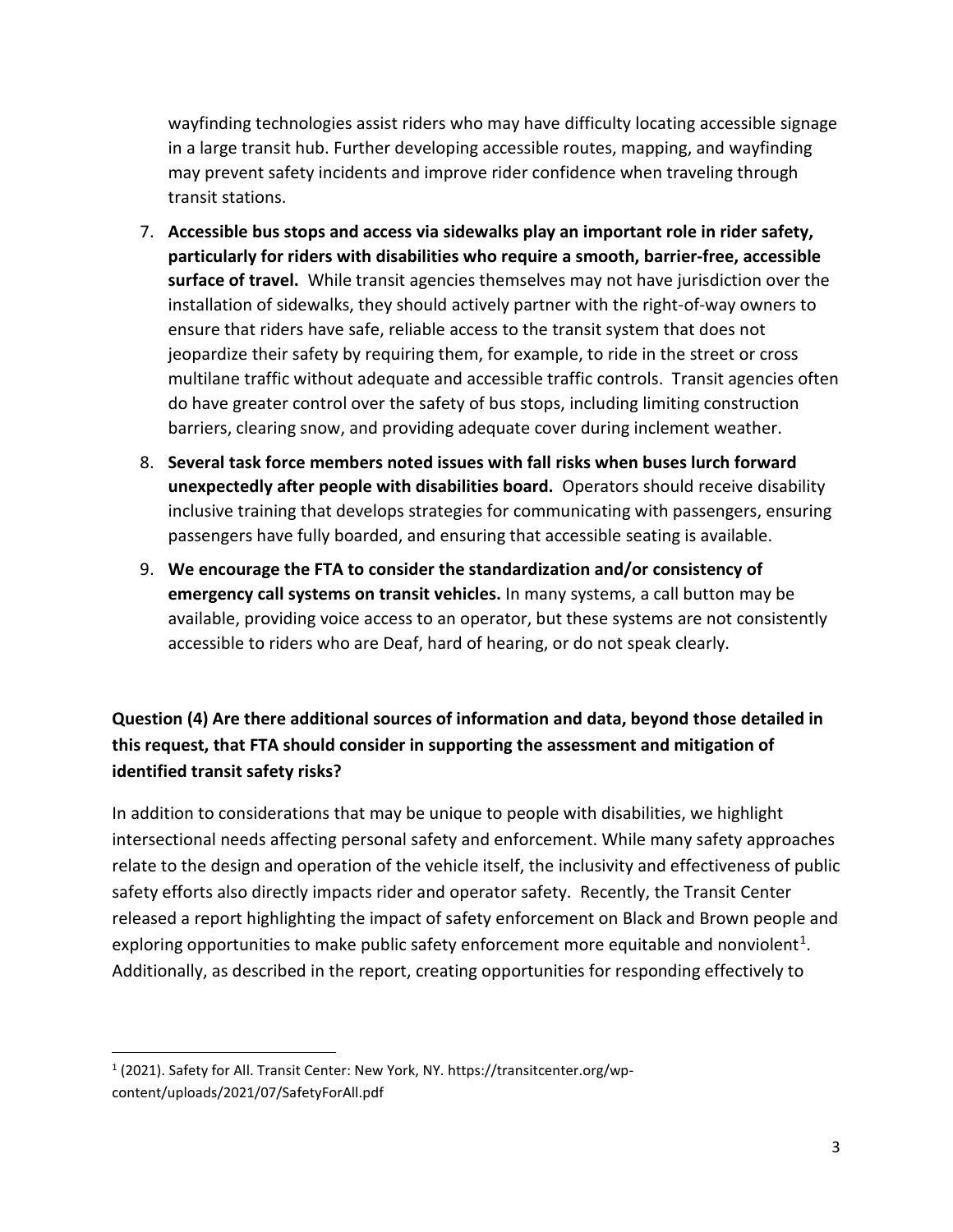wayfinding technologies assist riders who may have difficulty locating accessible signage in a large transit hub. Further developing accessible routes, mapping, and wayfinding may prevent safety incidents and improve rider confidence when traveling through transit stations.

7. **Accessible bus stops and access via sidewalks play an important role in rider safety, particularly for riders with disabilities who require a smooth, barrier-free, accessible surface of travel.** While transit agencies themselves may not have jurisdiction over the installation of sidewalks, they should actively partner with the right-of-way owners to ensure that riders have safe, reliable access to the transit system that does not jeopardize their safety by requiring them, for example, to ride in the street or cross multilane traffic without adequate and accessible traffic controls. Transit agencies often do have greater control over the safety of bus stops, including limiting construction barriers, clearing snow, and providing adequate cover during inclement weather.
8. **Several task force members noted issues with fall risks when buses lurch forward unexpectedly after people with disabilities board.** Operators should receive disability inclusive training that develops strategies for communicating with passengers, ensuring passengers have fully boarded, and ensuring that accessible seating is available.
9. **We encourage the FTA to consider the standardization and/or consistency of emergency call systems on transit vehicles.** In many systems, a call button may be available, providing voice access to an operator, but these systems are not consistently accessible to riders who are Deaf, hard of hearing, or do not speak clearly.

**Question (4) Are there additional sources of information and data, beyond those detailed in this request, that FTA should consider in supporting the assessment and mitigation of identified transit safety risks?**

In addition to considerations that may be unique to people with disabilities, we highlight intersectional needs affecting personal safety and enforcement. While many safety approaches relate to the design and operation of the vehicle itself, the inclusivity and effectiveness of public safety efforts also directly impacts rider and operator safety. Recently, the Transit Center released a report highlighting the impact of safety enforcement on Black and Brown people and exploring opportunities to make public safety enforcement more equitable and nonviolent[1]. Additionally, as described in the report, creating opportunities for responding effectively to

[1] (2021). Safety for All. Transit Center: New York, NY. https://transitcenter.org/wp-content/uploads/2021/07/SafetyForAll.pdf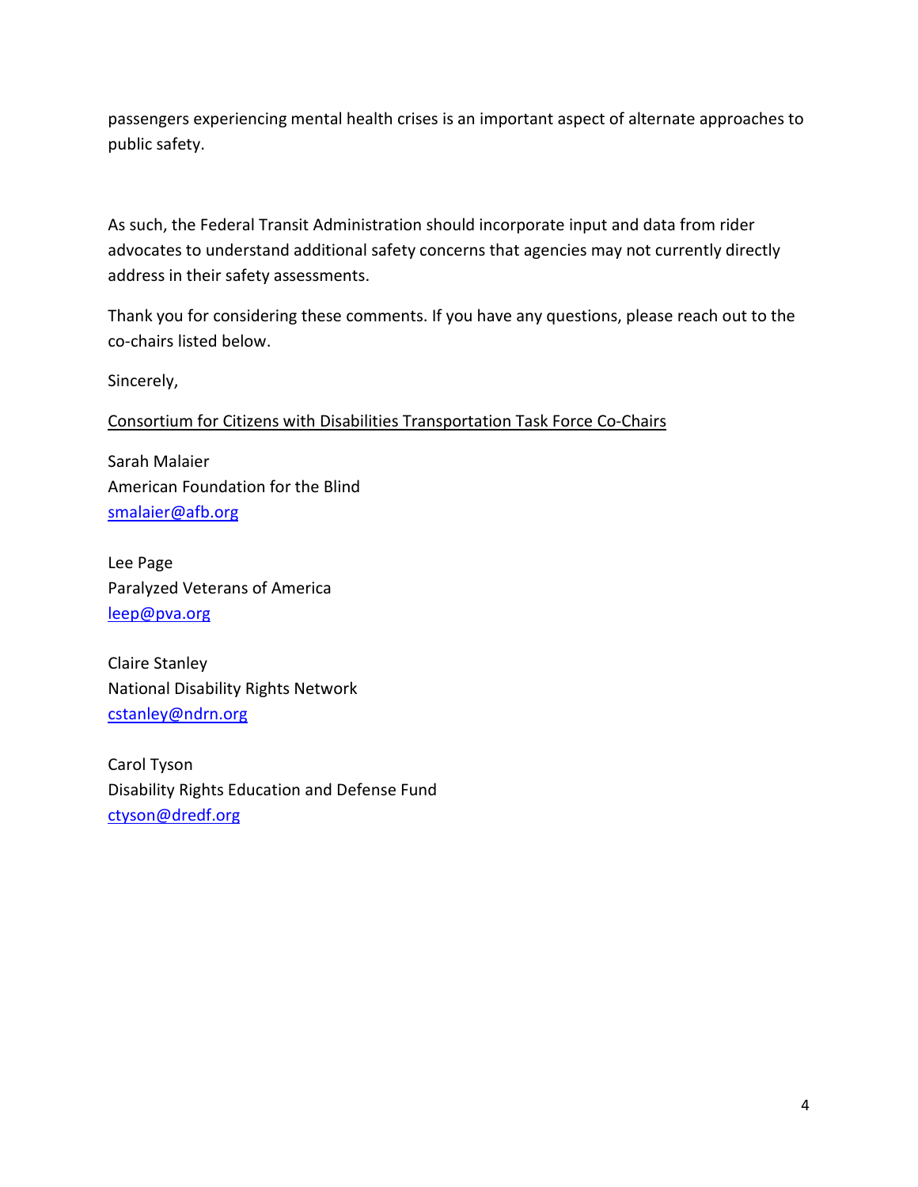passengers experiencing mental health crises is an important aspect of alternate approaches to public safety.

As such, the Federal Transit Administration should incorporate input and data from rider advocates to understand additional safety concerns that agencies may not currently directly address in their safety assessments.

Thank you for considering these comments. If you have any questions, please reach out to the co-chairs listed below.

Sincerely,

Consortium for Citizens with Disabilities Transportation Task Force Co-Chairs

Sarah Malaier
American Foundation for the Blind
smalaier@afb.org

Lee Page
Paralyzed Veterans of America
leep@pva.org

Claire Stanley
National Disability Rights Network
cstanley@ndrn.org

Carol Tyson
Disability Rights Education and Defense Fund
ctyson@dredf.org